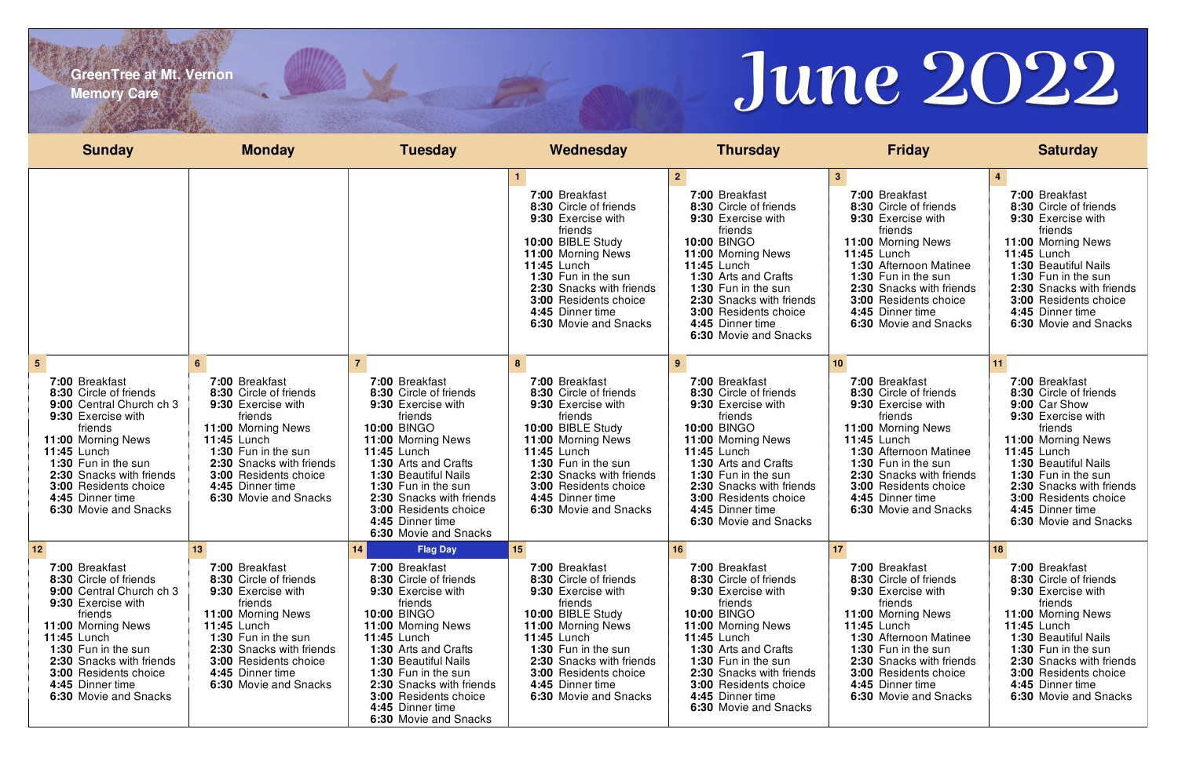GreenTree at Mt. Vernon
Memory Care

# June 2022

| Sunday | Monday | Tuesday | Wednesday | Thursday | Friday | Saturday |
|---|---|---|---|---|---|---|
| | | | **1**<br>**7:00** Breakfast<br>**8:30** Circle of friends<br>**9:30** Exercise with friends<br>**10:00** BIBLE Study<br>**11:00** Morning News<br>**11:45** Lunch<br>**1:30** Fun in the sun<br>**2:30** Snacks with friends<br>**3:00** Residents choice<br>**4:45** Dinner time<br>**6:30** Movie and Snacks | **2**<br>**7:00** Breakfast<br>**8:30** Circle of friends<br>**9:30** Exercise with friends<br>**10:00** BINGO<br>**11:00** Morning News<br>**11:45** Lunch<br>**1:30** Arts and Crafts<br>**1:30** Fun in the sun<br>**2:30** Snacks with friends<br>**3:00** Residents choice<br>**4:45** Dinner time<br>**6:30** Movie and Snacks | **3**<br>**7:00** Breakfast<br>**8:30** Circle of friends<br>**9:30** Exercise with friends<br>**11:00** Morning News<br>**11:45** Lunch<br>**1:30** Afternoon Matinee<br>**1:30** Fun in the sun<br>**2:30** Snacks with friends<br>**3:00** Residents choice<br>**4:45** Dinner time<br>**6:30** Movie and Snacks | **4**<br>**7:00** Breakfast<br>**8:30** Circle of friends<br>**9:30** Exercise with friends<br>**11:00** Morning News<br>**11:45** Lunch<br>**1:30** Beautiful Nails<br>**1:30** Fun in the sun<br>**2:30** Snacks with friends<br>**3:00** Residents choice<br>**4:45** Dinner time<br>**6:30** Movie and Snacks |
| **5**<br>**7:00** Breakfast<br>**8:30** Circle of friends<br>**9:00** Central Church ch 3<br>**9:30** Exercise with friends<br>**11:00** Morning News<br>**11:45** Lunch<br>**1:30** Fun in the sun<br>**2:30** Snacks with friends<br>**3:00** Residents choice<br>**4:45** Dinner time<br>**6:30** Movie and Snacks | **6**<br>**7:00** Breakfast<br>**8:30** Circle of friends<br>**9:30** Exercise with friends<br>**11:00** Morning News<br>**11:45** Lunch<br>**1:30** Fun in the sun<br>**2:30** Snacks with friends<br>**3:00** Residents choice<br>**4:45** Dinner time<br>**6:30** Movie and Snacks | **7**<br>**7:00** Breakfast<br>**8:30** Circle of friends<br>**9:30** Exercise with friends<br>**10:00** BINGO<br>**11:00** Morning News<br>**11:45** Lunch<br>**1:30** Arts and Crafts<br>**1:30** Beautiful Nails<br>**1:30** Fun in the sun<br>**2:30** Snacks with friends<br>**3:00** Residents choice<br>**4:45** Dinner time<br>**6:30** Movie and Snacks | **8**<br>**7:00** Breakfast<br>**8:30** Circle of friends<br>**9:30** Exercise with friends<br>**10:00** BIBLE Study<br>**11:00** Morning News<br>**11:45** Lunch<br>**1:30** Fun in the sun<br>**2:30** Snacks with friends<br>**3:00** Residents choice<br>**4:45** Dinner time<br>**6:30** Movie and Snacks | **9**<br>**7:00** Breakfast<br>**8:30** Circle of friends<br>**9:30** Exercise with friends<br>**10:00** BINGO<br>**11:00** Morning News<br>**11:45** Lunch<br>**1:30** Arts and Crafts<br>**1:30** Fun in the sun<br>**2:30** Snacks with friends<br>**3:00** Residents choice<br>**4:45** Dinner time<br>**6:30** Movie and Snacks | **10**<br>**7:00** Breakfast<br>**8:30** Circle of friends<br>**9:30** Exercise with friends<br>**11:00** Morning News<br>**11:45** Lunch<br>**1:30** Afternoon Matinee<br>**1:30** Fun in the sun<br>**2:30** Snacks with friends<br>**3:00** Residents choice<br>**4:45** Dinner time<br>**6:30** Movie and Snacks | **11**<br>**7:00** Breakfast<br>**8:30** Circle of friends<br>**9:00** Car Show<br>**9:30** Exercise with friends<br>**11:00** Morning News<br>**11:45** Lunch<br>**1:30** Beautiful Nails<br>**1:30** Fun in the sun<br>**2:30** Snacks with friends<br>**3:00** Residents choice<br>**4:45** Dinner time<br>**6:30** Movie and Snacks |
| **12**<br>**7:00** Breakfast<br>**8:30** Circle of friends<br>**9:00** Central Church ch 3<br>**9:30** Exercise with friends<br>**11:00** Morning News<br>**11:45** Lunch<br>**1:30** Fun in the sun<br>**2:30** Snacks with friends<br>**3:00** Residents choice<br>**4:45** Dinner time<br>**6:30** Movie and Snacks | **13**<br>**7:00** Breakfast<br>**8:30** Circle of friends<br>**9:30** Exercise with friends<br>**11:00** Morning News<br>**11:45** Lunch<br>**1:30** Fun in the sun<br>**2:30** Snacks with friends<br>**3:00** Residents choice<br>**4:45** Dinner time<br>**6:30** Movie and Snacks | **14** **Flag Day**<br>**7:00** Breakfast<br>**8:30** Circle of friends<br>**9:30** Exercise with friends<br>**10:00** BINGO<br>**11:00** Morning News<br>**11:45** Lunch<br>**1:30** Arts and Crafts<br>**1:30** Beautiful Nails<br>**1:30** Fun in the sun<br>**2:30** Snacks with friends<br>**3:00** Residents choice<br>**4:45** Dinner time<br>**6:30** Movie and Snacks | **15**<br>**7:00** Breakfast<br>**8:30** Circle of friends<br>**9:30** Exercise with friends<br>**10:00** BIBLE Study<br>**11:00** Morning News<br>**11:45** Lunch<br>**1:30** Fun in the sun<br>**2:30** Snacks with friends<br>**3:00** Residents choice<br>**4:45** Dinner time<br>**6:30** Movie and Snacks | **16**<br>**7:00** Breakfast<br>**8:30** Circle of friends<br>**9:30** Exercise with friends<br>**10:00** BINGO<br>**11:00** Morning News<br>**11:45** Lunch<br>**1:30** Arts and Crafts<br>**1:30** Fun in the sun<br>**2:30** Snacks with friends<br>**3:00** Residents choice<br>**4:45** Dinner time<br>**6:30** Movie and Snacks | **17**<br>**7:00** Breakfast<br>**8:30** Circle of friends<br>**9:30** Exercise with friends<br>**11:00** Morning News<br>**11:45** Lunch<br>**1:30** Afternoon Matinee<br>**1:30** Fun in the sun<br>**2:30** Snacks with friends<br>**3:00** Residents choice<br>**4:45** Dinner time<br>**6:30** Movie and Snacks | **18**<br>**7:00** Breakfast<br>**8:30** Circle of friends<br>**9:30** Exercise with friends<br>**11:00** Morning News<br>**11:45** Lunch<br>**1:30** Beautiful Nails<br>**1:30** Fun in the sun<br>**2:30** Snacks with friends<br>**3:00** Residents choice<br>**4:45** Dinner time<br>**6:30** Movie and Snacks |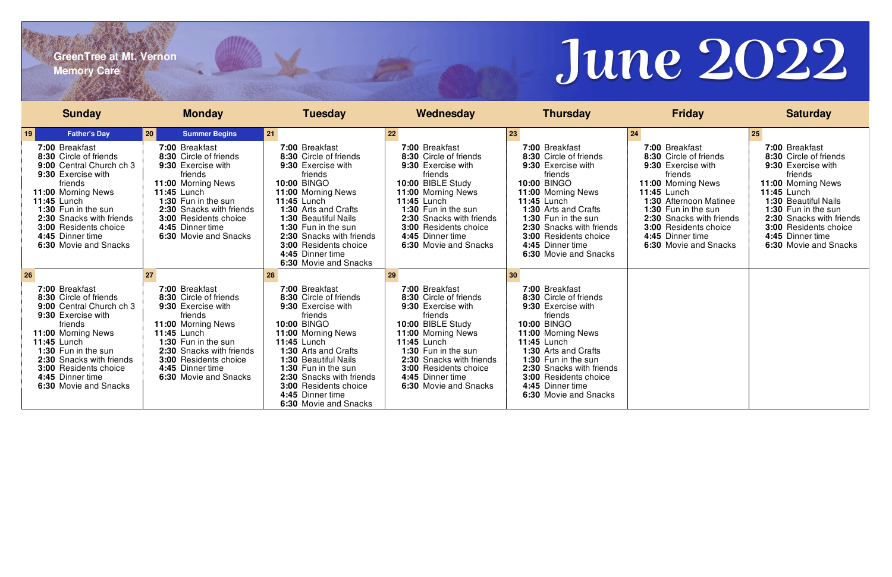GreenTree at Mt. Vernon
Memory Care

# June 2022

| Sunday | Monday | Tuesday | Wednesday | Thursday | Friday | Saturday |
|---|---|---|---|---|---|---|
| **19** **Father's Day**<br>**7:00** Breakfast<br>**8:30** Circle of friends<br>**9:00** Central Church ch 3<br>**9:30** Exercise with friends<br>**11:00** Morning News<br>**11:45** Lunch<br>**1:30** Fun in the sun<br>**2:30** Snacks with friends<br>**3:00** Residents choice<br>**4:45** Dinner time<br>**6:30** Movie and Snacks | **20** **Summer Begins**<br>**7:00** Breakfast<br>**8:30** Circle of friends<br>**9:30** Exercise with friends<br>**11:00** Morning News<br>**11:45** Lunch<br>**1:30** Fun in the sun<br>**2:30** Snacks with friends<br>**3:00** Residents choice<br>**4:45** Dinner time<br>**6:30** Movie and Snacks | **21**<br>**7:00** Breakfast<br>**8:30** Circle of friends<br>**9:30** Exercise with friends<br>**10:00** BINGO<br>**11:00** Morning News<br>**11:45** Lunch<br>**1:30** Arts and Crafts<br>**1:30** Beautiful Nails<br>**1:30** Fun in the sun<br>**2:30** Snacks with friends<br>**3:00** Residents choice<br>**4:45** Dinner time<br>**6:30** Movie and Snacks | **22**<br>**7:00** Breakfast<br>**8:30** Circle of friends<br>**9:30** Exercise with friends<br>**10:00** BIBLE Study<br>**11:00** Morning News<br>**11:45** Lunch<br>**1:30** Fun in the sun<br>**2:30** Snacks with friends<br>**3:00** Residents choice<br>**4:45** Dinner time<br>**6:30** Movie and Snacks | **23**<br>**7:00** Breakfast<br>**8:30** Circle of friends<br>**9:30** Exercise with friends<br>**10:00** BINGO<br>**11:00** Morning News<br>**11:45** Lunch<br>**1:30** Arts and Crafts<br>**1:30** Fun in the sun<br>**2:30** Snacks with friends<br>**3:00** Residents choice<br>**4:45** Dinner time<br>**6:30** Movie and Snacks | **24**<br>**7:00** Breakfast<br>**8:30** Circle of friends<br>**9:30** Exercise with friends<br>**11:00** Morning News<br>**11:45** Lunch<br>**1:30** Afternoon Matinee<br>**1:30** Fun in the sun<br>**2:30** Snacks with friends<br>**3:00** Residents choice<br>**4:45** Dinner time<br>**6:30** Movie and Snacks | **25**<br>**7:00** Breakfast<br>**8:30** Circle of friends<br>**9:30** Exercise with friends<br>**11:00** Morning News<br>**11:45** Lunch<br>**1:30** Beautiful Nails<br>**1:30** Fun in the sun<br>**2:30** Snacks with friends<br>**3:00** Residents choice<br>**4:45** Dinner time<br>**6:30** Movie and Snacks |
| **26**<br>**7:00** Breakfast<br>**8:30** Circle of friends<br>**9:00** Central Church ch 3<br>**9:30** Exercise with friends<br>**11:00** Morning News<br>**11:45** Lunch<br>**1:30** Fun in the sun<br>**2:30** Snacks with friends<br>**3:00** Residents choice<br>**4:45** Dinner time<br>**6:30** Movie and Snacks | **27**<br>**7:00** Breakfast<br>**8:30** Circle of friends<br>**9:30** Exercise with friends<br>**11:00** Morning News<br>**11:45** Lunch<br>**1:30** Fun in the sun<br>**2:30** Snacks with friends<br>**3:00** Residents choice<br>**4:45** Dinner time<br>**6:30** Movie and Snacks | **28**<br>**7:00** Breakfast<br>**8:30** Circle of friends<br>**9:30** Exercise with friends<br>**10:00** BINGO<br>**11:00** Morning News<br>**11:45** Lunch<br>**1:30** Arts and Crafts<br>**1:30** Beautiful Nails<br>**1:30** Fun in the sun<br>**2:30** Snacks with friends<br>**3:00** Residents choice<br>**4:45** Dinner time<br>**6:30** Movie and Snacks | **29**<br>**7:00** Breakfast<br>**8:30** Circle of friends<br>**9:30** Exercise with friends<br>**10:00** BIBLE Study<br>**11:00** Morning News<br>**11:45** Lunch<br>**1:30** Fun in the sun<br>**2:30** Snacks with friends<br>**3:00** Residents choice<br>**4:45** Dinner time<br>**6:30** Movie and Snacks | **30**<br>**7:00** Breakfast<br>**8:30** Circle of friends<br>**9:30** Exercise with friends<br>**10:00** BINGO<br>**11:00** Morning News<br>**11:45** Lunch<br>**1:30** Arts and Crafts<br>**1:30** Fun in the sun<br>**2:30** Snacks with friends<br>**3:00** Residents choice<br>**4:45** Dinner time<br>**6:30** Movie and Snacks | | |